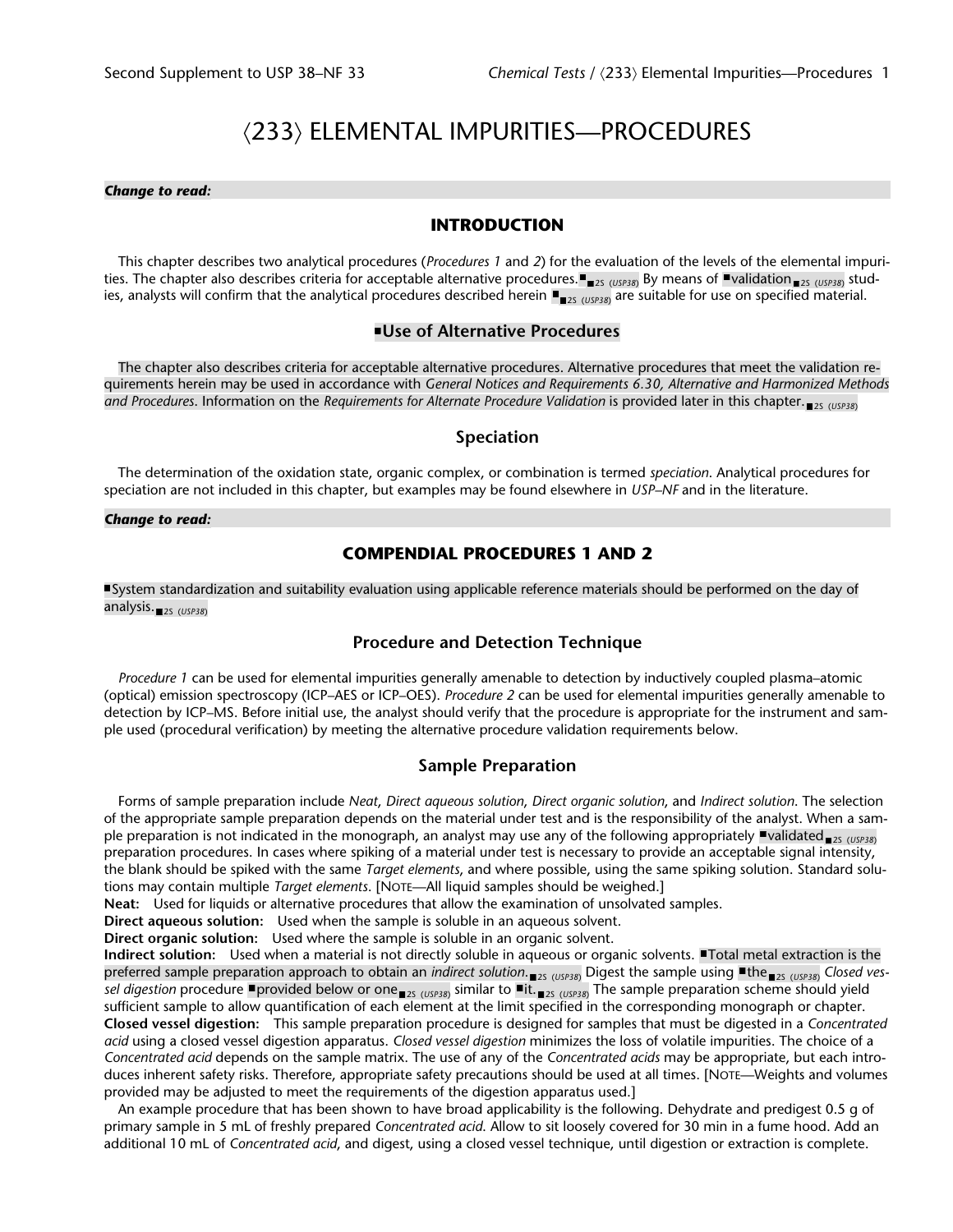# ⟨233⟩ ELEMENTAL IMPURITIES—PROCEDURES

***Change to read:***

## INTRODUCTION

This chapter describes two analytical procedures (*Procedures 1* and *2*) for the evaluation of the levels of the elemental impurities. The chapter also describes criteria for acceptable alternative procedures.■■2S (USP38) By means of ■validation■2S (USP38) studies, analysts will confirm that the analytical procedures described herein ■■2S (USP38) are suitable for use on specified material.

### ■Use of Alternative Procedures

The chapter also describes criteria for acceptable alternative procedures. Alternative procedures that meet the validation requirements herein may be used in accordance with *General Notices and Requirements 6.30, Alternative and Harmonized Methods and Procedures*. Information on the *Requirements for Alternate Procedure Validation* is provided later in this chapter.■2S (USP38)

### Speciation

The determination of the oxidation state, organic complex, or combination is termed *speciation*. Analytical procedures for speciation are not included in this chapter, but examples may be found elsewhere in *USP–NF* and in the literature.

***Change to read:***

## COMPENDIAL PROCEDURES 1 AND 2

■System standardization and suitability evaluation using applicable reference materials should be performed on the day of analysis.■2S (USP38)

### Procedure and Detection Technique

*Procedure 1* can be used for elemental impurities generally amenable to detection by inductively coupled plasma–atomic (optical) emission spectroscopy (ICP–AES or ICP–OES). *Procedure 2* can be used for elemental impurities generally amenable to detection by ICP–MS. Before initial use, the analyst should verify that the procedure is appropriate for the instrument and sample used (procedural verification) by meeting the alternative procedure validation requirements below.

### Sample Preparation

Forms of sample preparation include *Neat*, *Direct aqueous solution*, *Direct organic solution*, and *Indirect solution*. The selection of the appropriate sample preparation depends on the material under test and is the responsibility of the analyst. When a sample preparation is not indicated in the monograph, an analyst may use any of the following appropriately ■validated■2S (USP38) preparation procedures. In cases where spiking of a material under test is necessary to provide an acceptable signal intensity, the blank should be spiked with the same *Target elements*, and where possible, using the same spiking solution. Standard solutions may contain multiple *Target elements*. [NOTE—All liquid samples should be weighed.]

**Neat:** Used for liquids or alternative procedures that allow the examination of unsolvated samples.

**Direct aqueous solution:** Used when the sample is soluble in an aqueous solvent.

**Direct organic solution:** Used where the sample is soluble in an organic solvent.

**Indirect solution:** Used when a material is not directly soluble in aqueous or organic solvents. ■Total metal extraction is the preferred sample preparation approach to obtain an *indirect solution*.■2S (USP38) Digest the sample using ■the■2S (USP38) *Closed vessel digestion* procedure ■provided below or one■2S (USP38) similar to ■it.■2S (USP38) The sample preparation scheme should yield sufficient sample to allow quantification of each element at the limit specified in the corresponding monograph or chapter.

**Closed vessel digestion:** This sample preparation procedure is designed for samples that must be digested in a *Concentrated acid* using a closed vessel digestion apparatus. *Closed vessel digestion* minimizes the loss of volatile impurities. The choice of a *Concentrated acid* depends on the sample matrix. The use of any of the *Concentrated acids* may be appropriate, but each introduces inherent safety risks. Therefore, appropriate safety precautions should be used at all times. [NOTE—Weights and volumes provided may be adjusted to meet the requirements of the digestion apparatus used.]

An example procedure that has been shown to have broad applicability is the following. Dehydrate and predigest 0.5 g of primary sample in 5 mL of freshly prepared *Concentrated acid*. Allow to sit loosely covered for 30 min in a fume hood. Add an additional 10 mL of *Concentrated acid*, and digest, using a closed vessel technique, until digestion or extraction is complete.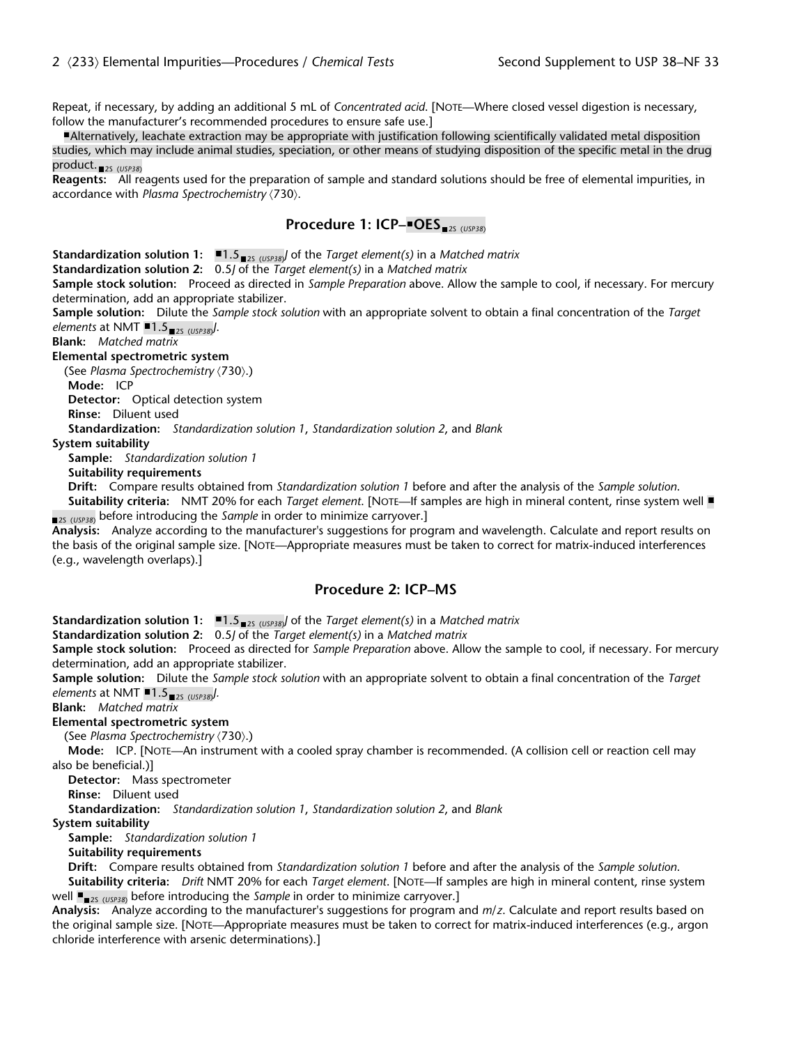Repeat, if necessary, by adding an additional 5 mL of *Concentrated acid*. [NOTE—Where closed vessel digestion is necessary, follow the manufacturer's recommended procedures to ensure safe use.]

■Alternatively, leachate extraction may be appropriate with justification following scientifically validated metal disposition studies, which may include animal studies, speciation, or other means of studying disposition of the specific metal in the drug product.■2S (USP38)

**Reagents:** All reagents used for the preparation of sample and standard solutions should be free of elemental impurities, in accordance with *Plasma Spectrochemistry* ⟨730⟩.

## Procedure 1: ICP–■OES■2S (USP38)

**Standardization solution 1:** ■1.5■2S (USP38)*J* of the *Target element(s)* in a *Matched matrix*

**Standardization solution 2:** 0.5*J* of the *Target element(s)* in a *Matched matrix*

**Sample stock solution:** Proceed as directed in *Sample Preparation* above. Allow the sample to cool, if necessary. For mercury determination, add an appropriate stabilizer.

**Sample solution:** Dilute the *Sample stock solution* with an appropriate solvent to obtain a final concentration of the *Target elements* at NMT ■1.5■2S (USP38)*J*.

**Blank:** *Matched matrix*

**Elemental spectrometric system**

(See *Plasma Spectrochemistry* ⟨730⟩.)

**Mode:** ICP

**Detector:** Optical detection system

**Rinse:** Diluent used

**Standardization:** *Standardization solution 1*, *Standardization solution 2*, and *Blank*

**System suitability**

**Sample:** *Standardization solution 1*

**Suitability requirements**

**Drift:** Compare results obtained from *Standardization solution 1* before and after the analysis of the *Sample solution*.

**Suitability criteria:** NMT 20% for each *Target element*. [NOTE—If samples are high in mineral content, rinse system well ■■2S (USP38) before introducing the *Sample* in order to minimize carryover.]

**Analysis:** Analyze according to the manufacturer's suggestions for program and wavelength. Calculate and report results on the basis of the original sample size. [NOTE—Appropriate measures must be taken to correct for matrix-induced interferences (e.g., wavelength overlaps).]

## Procedure 2: ICP–MS

**Standardization solution 1:** ■1.5■2S (USP38)*J* of the *Target element(s)* in a *Matched matrix*

**Standardization solution 2:** 0.5*J* of the *Target element(s)* in a *Matched matrix*

**Sample stock solution:** Proceed as directed for *Sample Preparation* above. Allow the sample to cool, if necessary. For mercury determination, add an appropriate stabilizer.

**Sample solution:** Dilute the *Sample stock solution* with an appropriate solvent to obtain a final concentration of the *Target elements* at NMT ■1.5■2S (USP38)*J*.

**Blank:** *Matched matrix*

**Elemental spectrometric system**

(See *Plasma Spectrochemistry* ⟨730⟩.)

**Mode:** ICP. [NOTE—An instrument with a cooled spray chamber is recommended. (A collision cell or reaction cell may also be beneficial.)]

**Detector:** Mass spectrometer

**Rinse:** Diluent used

**Standardization:** *Standardization solution 1*, *Standardization solution 2*, and *Blank*

**System suitability**

**Sample:** *Standardization solution 1*

**Suitability requirements**

**Drift:** Compare results obtained from *Standardization solution 1* before and after the analysis of the *Sample solution*.

**Suitability criteria:** *Drift* NMT 20% for each *Target element*. [NOTE—If samples are high in mineral content, rinse system well ■■2S (USP38) before introducing the *Sample* in order to minimize carryover.]

**Analysis:** Analyze according to the manufacturer's suggestions for program and $m/z$. Calculate and report results based on the original sample size. [NOTE—Appropriate measures must be taken to correct for matrix-induced interferences (e.g., argon chloride interference with arsenic determinations).]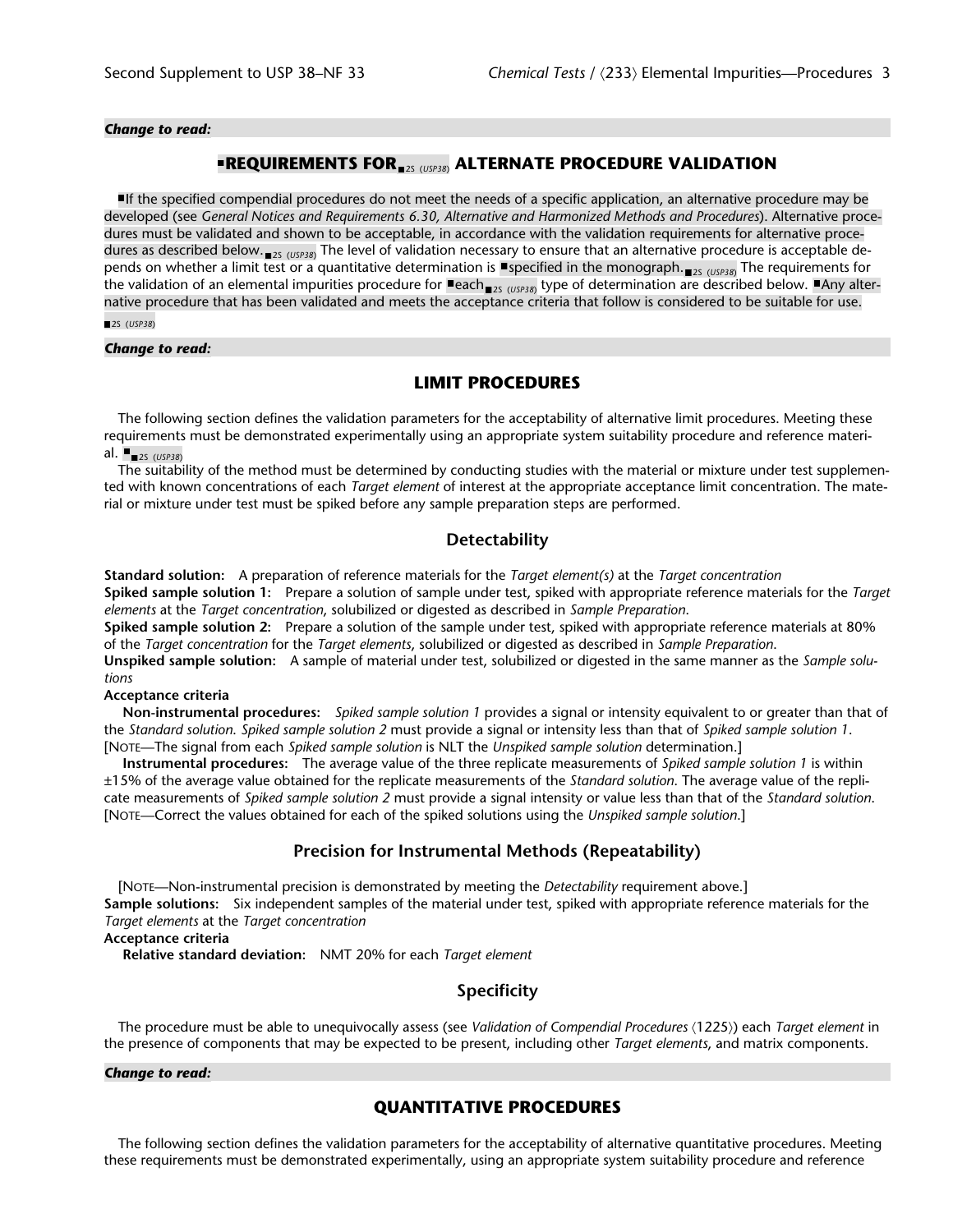*Change to read:*

## ■REQUIREMENTS FOR■2S (USP38) ALTERNATE PROCEDURE VALIDATION

■If the specified compendial procedures do not meet the needs of a specific application, an alternative procedure may be developed (see *General Notices and Requirements 6.30, Alternative and Harmonized Methods and Procedures*). Alternative procedures must be validated and shown to be acceptable, in accordance with the validation requirements for alternative procedures as described below.■2S (USP38) The level of validation necessary to ensure that an alternative procedure is acceptable depends on whether a limit test or a quantitative determination is ■specified in the monograph.■2S (USP38) The requirements for the validation of an elemental impurities procedure for ■each■2S (USP38) type of determination are described below. ■Any alternative procedure that has been validated and meets the acceptance criteria that follow is considered to be suitable for use. ■2S (USP38)

*Change to read:*

## LIMIT PROCEDURES

The following section defines the validation parameters for the acceptability of alternative limit procedures. Meeting these requirements must be demonstrated experimentally using an appropriate system suitability procedure and reference material. ■■2S (USP38)

The suitability of the method must be determined by conducting studies with the material or mixture under test supplemented with known concentrations of each *Target element* of interest at the appropriate acceptance limit concentration. The material or mixture under test must be spiked before any sample preparation steps are performed.

### Detectability

**Standard solution:** A preparation of reference materials for the *Target element(s)* at the *Target concentration*

**Spiked sample solution 1:** Prepare a solution of sample under test, spiked with appropriate reference materials for the *Target elements* at the *Target concentration*, solubilized or digested as described in *Sample Preparation*.

**Spiked sample solution 2:** Prepare a solution of the sample under test, spiked with appropriate reference materials at 80% of the *Target concentration* for the *Target elements*, solubilized or digested as described in *Sample Preparation*.

**Unspiked sample solution:** A sample of material under test, solubilized or digested in the same manner as the *Sample solutions*

**Acceptance criteria**

**Non-instrumental procedures:** *Spiked sample solution 1* provides a signal or intensity equivalent to or greater than that of the *Standard solution*. *Spiked sample solution 2* must provide a signal or intensity less than that of *Spiked sample solution 1*. [NOTE—The signal from each *Spiked sample solution* is NLT the *Unspiked sample solution* determination.]

**Instrumental procedures:** The average value of the three replicate measurements of *Spiked sample solution 1* is within ±15% of the average value obtained for the replicate measurements of the *Standard solution*. The average value of the replicate measurements of *Spiked sample solution 2* must provide a signal intensity or value less than that of the *Standard solution*. [NOTE—Correct the values obtained for each of the spiked solutions using the *Unspiked sample solution*.]

### Precision for Instrumental Methods (Repeatability)

[NOTE—Non-instrumental precision is demonstrated by meeting the *Detectability* requirement above.]

**Sample solutions:** Six independent samples of the material under test, spiked with appropriate reference materials for the *Target elements* at the *Target concentration*

**Acceptance criteria**

**Relative standard deviation:** NMT 20% for each *Target element*

### Specificity

The procedure must be able to unequivocally assess (see *Validation of Compendial Procedures* ⟨1225⟩) each *Target element* in the presence of components that may be expected to be present, including other *Target elements*, and matrix components.

*Change to read:*

## QUANTITATIVE PROCEDURES

The following section defines the validation parameters for the acceptability of alternative quantitative procedures. Meeting these requirements must be demonstrated experimentally, using an appropriate system suitability procedure and reference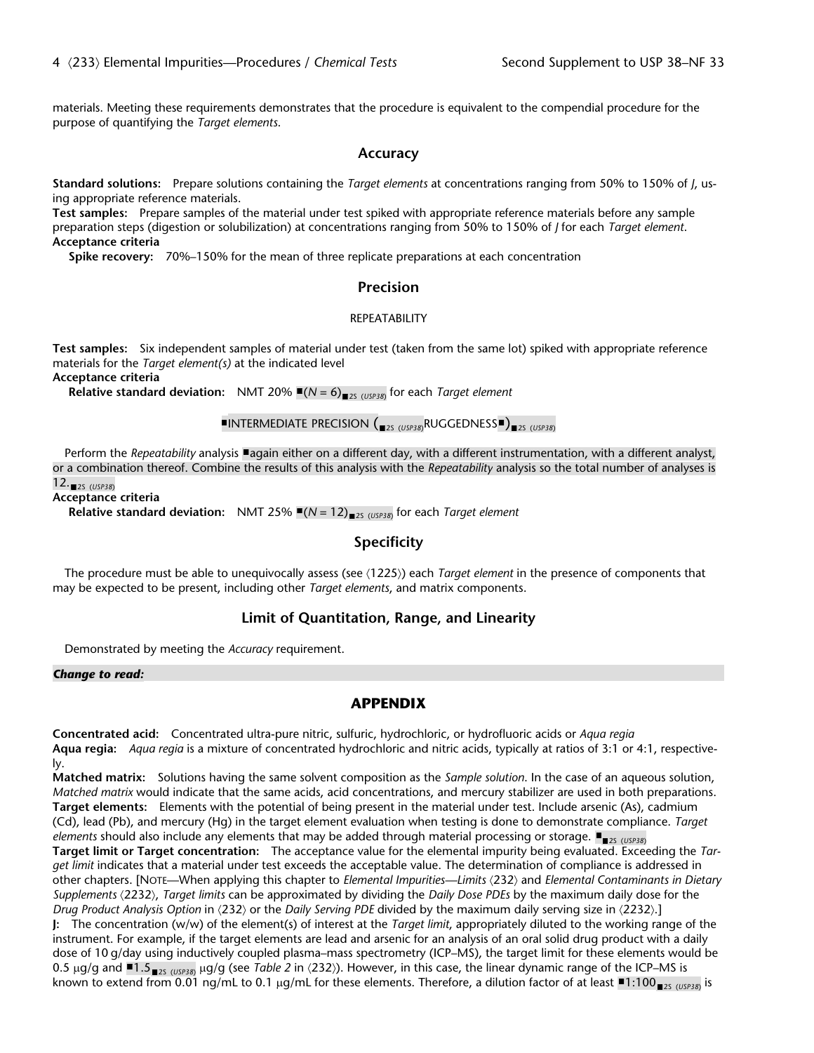materials. Meeting these requirements demonstrates that the procedure is equivalent to the compendial procedure for the purpose of quantifying the *Target elements*.

## Accuracy

**Standard solutions:** Prepare solutions containing the *Target elements* at concentrations ranging from 50% to 150% of *J*, using appropriate reference materials.
**Test samples:** Prepare samples of the material under test spiked with appropriate reference materials before any sample preparation steps (digestion or solubilization) at concentrations ranging from 50% to 150% of *J* for each *Target element*.
**Acceptance criteria**
**Spike recovery:** 70%–150% for the mean of three replicate preparations at each concentration

## Precision

### REPEATABILITY

**Test samples:** Six independent samples of material under test (taken from the same lot) spiked with appropriate reference materials for the *Target element(s)* at the indicated level
**Acceptance criteria**
**Relative standard deviation:** NMT 20% ■(*N* = 6)■2S (USP38) for each *Target element*

### ■INTERMEDIATE PRECISION (■2S (USP38)RUGGEDNESS■)■2S (USP38)

Perform the *Repeatability* analysis ■again either on a different day, with a different instrumentation, with a different analyst, or a combination thereof. Combine the results of this analysis with the *Repeatability* analysis so the total number of analyses is 12.■2S (USP38)
**Acceptance criteria**
**Relative standard deviation:** NMT 25% ■(*N* = 12)■2S (USP38) for each *Target element*

## Specificity

The procedure must be able to unequivocally assess (see ⟨1225⟩) each *Target element* in the presence of components that may be expected to be present, including other *Target elements*, and matrix components.

## Limit of Quantitation, Range, and Linearity

Demonstrated by meeting the *Accuracy* requirement.

***Change to read:***

## APPENDIX

**Concentrated acid:** Concentrated ultra-pure nitric, sulfuric, hydrochloric, or hydrofluoric acids or *Aqua regia*
**Aqua regia:** *Aqua regia* is a mixture of concentrated hydrochloric and nitric acids, typically at ratios of 3:1 or 4:1, respectively.
**Matched matrix:** Solutions having the same solvent composition as the *Sample solution*. In the case of an aqueous solution, *Matched matrix* would indicate that the same acids, acid concentrations, and mercury stabilizer are used in both preparations.
**Target elements:** Elements with the potential of being present in the material under test. Include arsenic (As), cadmium (Cd), lead (Pb), and mercury (Hg) in the target element evaluation when testing is done to demonstrate compliance. *Target elements* should also include any elements that may be added through material processing or storage. ■■2S (USP38)
**Target limit or Target concentration:** The acceptance value for the elemental impurity being evaluated. Exceeding the *Target limit* indicates that a material under test exceeds the acceptable value. The determination of compliance is addressed in other chapters. [NOTE—When applying this chapter to *Elemental Impurities—Limits* ⟨232⟩ and *Elemental Contaminants in Dietary Supplements* ⟨2232⟩, *Target limits* can be approximated by dividing the *Daily Dose PDEs* by the maximum daily dose for the *Drug Product Analysis Option* in ⟨232⟩ or the *Daily Serving PDE* divided by the maximum daily serving size in ⟨2232⟩.]
**J:** The concentration (w/w) of the element(s) of interest at the *Target limit*, appropriately diluted to the working range of the instrument. For example, if the target elements are lead and arsenic for an analysis of an oral solid drug product with a daily dose of 10 g/day using inductively coupled plasma–mass spectrometry (ICP–MS), the target limit for these elements would be 0.5 µg/g and ■1.5■2S (USP38) µg/g (see *Table 2* in ⟨232⟩). However, in this case, the linear dynamic range of the ICP–MS is known to extend from 0.01 ng/mL to 0.1 µg/mL for these elements. Therefore, a dilution factor of at least ■1:100■2S (USP38) is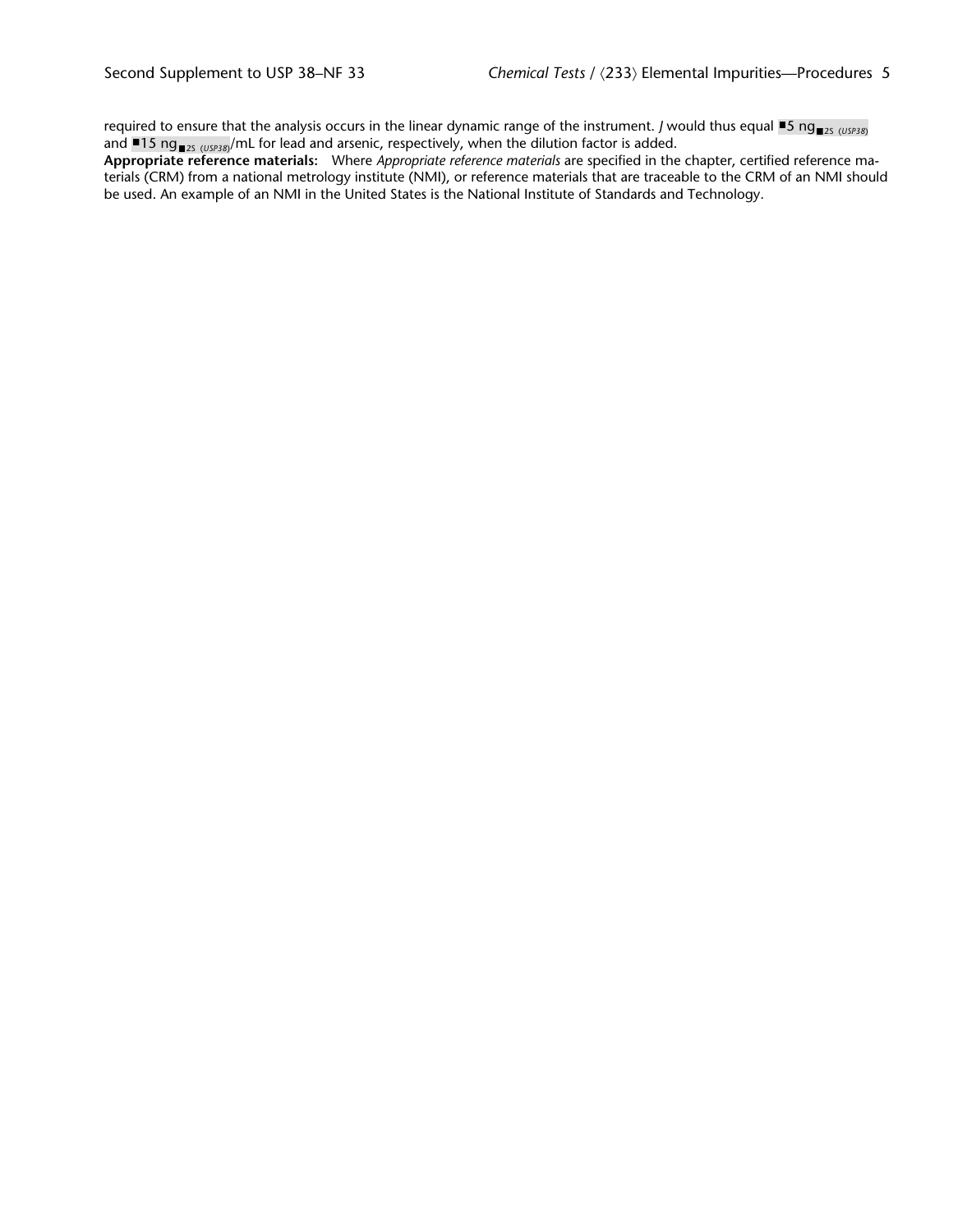required to ensure that the analysis occurs in the linear dynamic range of the instrument. *J* would thus equal ■5 ng■2S (USP38) and ■15 ng■2S (USP38)/mL for lead and arsenic, respectively, when the dilution factor is added.

**Appropriate reference materials:** Where *Appropriate reference materials* are specified in the chapter, certified reference materials (CRM) from a national metrology institute (NMI), or reference materials that are traceable to the CRM of an NMI should be used. An example of an NMI in the United States is the National Institute of Standards and Technology.